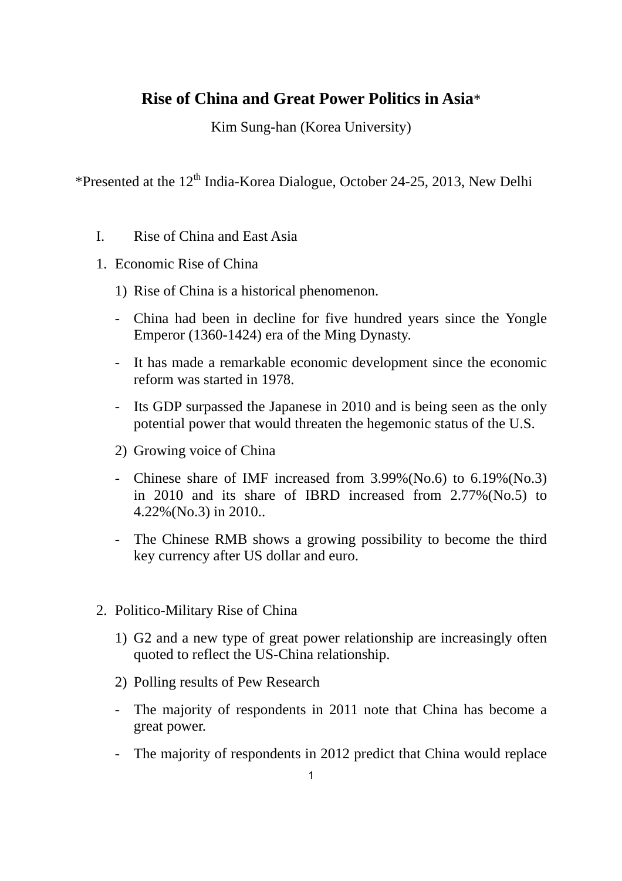# Rise of China and Great Power Politics in Asia*

Kim Sung-han (Korea University)

*Presented at the 12th India-Korea Dialogue, October 24-25, 2013, New Delhi

## I. Rise of China and East Asia

### 1. Economic Rise of China

1) Rise of China is a historical phenomenon.

- China had been in decline for five hundred years since the Yongle Emperor (1360-1424) era of the Ming Dynasty.
- It has made a remarkable economic development since the economic reform was started in 1978.
- Its GDP surpassed the Japanese in 2010 and is being seen as the only potential power that would threaten the hegemonic status of the U.S.

2) Growing voice of China

- Chinese share of IMF increased from 3.99%(No.6) to 6.19%(No.3) in 2010 and its share of IBRD increased from 2.77%(No.5) to 4.22%(No.3) in 2010..
- The Chinese RMB shows a growing possibility to become the third key currency after US dollar and euro.

### 2. Politico-Military Rise of China

1) G2 and a new type of great power relationship are increasingly often quoted to reflect the US-China relationship.

2) Polling results of Pew Research

- The majority of respondents in 2011 note that China has become a great power.
- The majority of respondents in 2012 predict that China would replace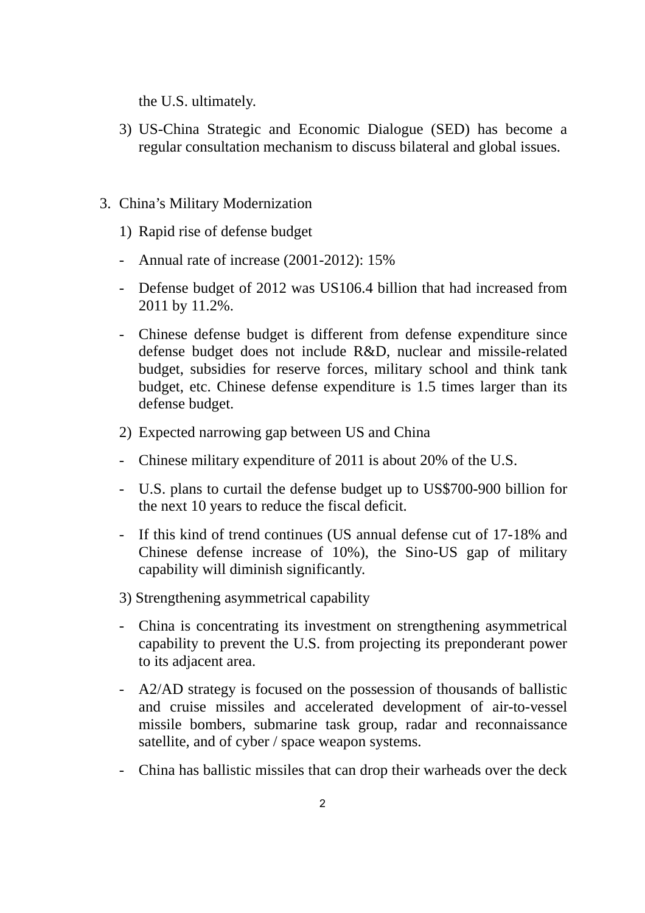the U.S. ultimately.

3) US-China Strategic and Economic Dialogue (SED) has become a regular consultation mechanism to discuss bilateral and global issues.

3. China's Military Modernization

   1) Rapid rise of defense budget

   - Annual rate of increase (2001-2012): 15%
   - Defense budget of 2012 was US106.4 billion that had increased from 2011 by 11.2%.
   - Chinese defense budget is different from defense expenditure since defense budget does not include R&D, nuclear and missile-related budget, subsidies for reserve forces, military school and think tank budget, etc. Chinese defense expenditure is 1.5 times larger than its defense budget.

   2) Expected narrowing gap between US and China

   - Chinese military expenditure of 2011 is about 20% of the U.S.
   - U.S. plans to curtail the defense budget up to US$700-900 billion for the next 10 years to reduce the fiscal deficit.
   - If this kind of trend continues (US annual defense cut of 17-18% and Chinese defense increase of 10%), the Sino-US gap of military capability will diminish significantly.

   3) Strengthening asymmetrical capability

   - China is concentrating its investment on strengthening asymmetrical capability to prevent the U.S. from projecting its preponderant power to its adjacent area.
   - A2/AD strategy is focused on the possession of thousands of ballistic and cruise missiles and accelerated development of air-to-vessel missile bombers, submarine task group, radar and reconnaissance satellite, and of cyber / space weapon systems.
   - China has ballistic missiles that can drop their warheads over the deck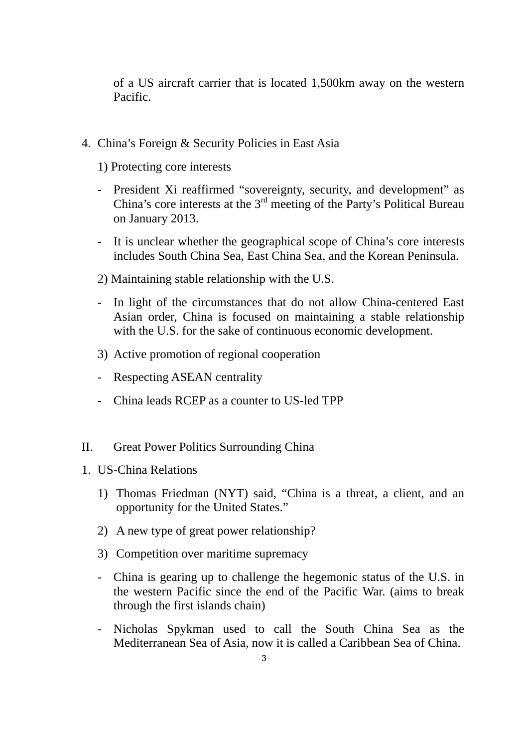of a US aircraft carrier that is located 1,500km away on the western Pacific.

4. China's Foreign & Security Policies in East Asia

1) Protecting core interests

- President Xi reaffirmed "sovereignty, security, and development" as China's core interests at the 3rd meeting of the Party's Political Bureau on January 2013.

- It is unclear whether the geographical scope of China's core interests includes South China Sea, East China Sea, and the Korean Peninsula.

2) Maintaining stable relationship with the U.S.

- In light of the circumstances that do not allow China-centered East Asian order, China is focused on maintaining a stable relationship with the U.S. for the sake of continuous economic development.

3) Active promotion of regional cooperation

- Respecting ASEAN centrality

- China leads RCEP as a counter to US-led TPP

II. Great Power Politics Surrounding China

1. US-China Relations

1) Thomas Friedman (NYT) said, "China is a threat, a client, and an opportunity for the United States."

2) A new type of great power relationship?

3) Competition over maritime supremacy

- China is gearing up to challenge the hegemonic status of the U.S. in the western Pacific since the end of the Pacific War. (aims to break through the first islands chain)

- Nicholas Spykman used to call the South China Sea as the Mediterranean Sea of Asia, now it is called a Caribbean Sea of China.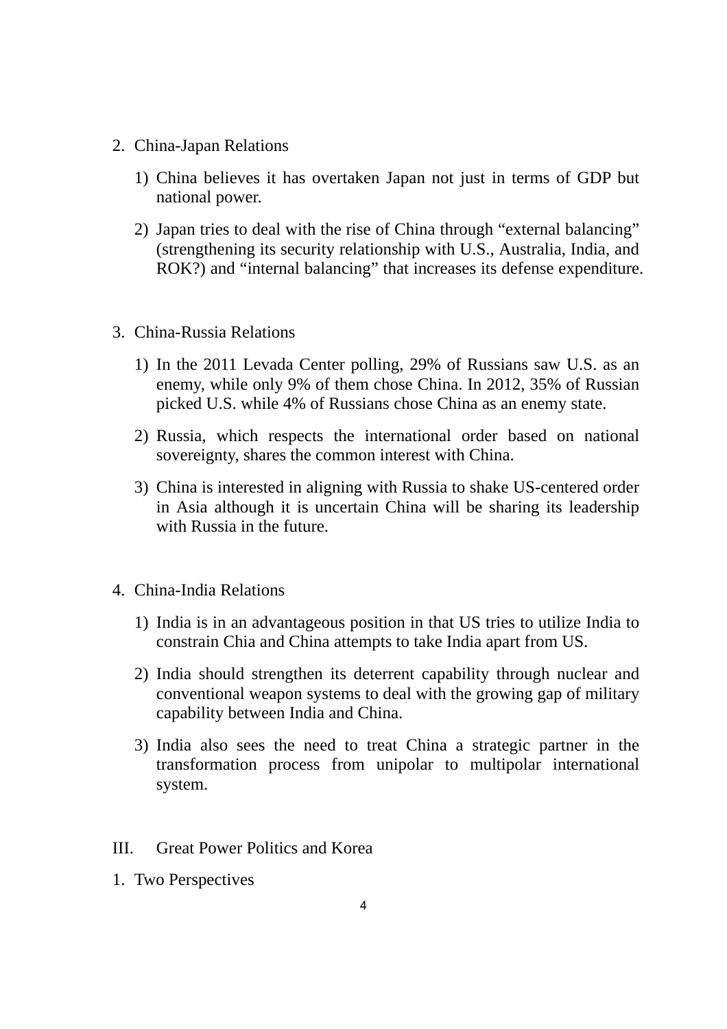2. China-Japan Relations

   1) China believes it has overtaken Japan not just in terms of GDP but national power.

   2) Japan tries to deal with the rise of China through “external balancing” (strengthening its security relationship with U.S., Australia, India, and ROK?) and “internal balancing” that increases its defense expenditure.

3. China-Russia Relations

   1) In the 2011 Levada Center polling, 29% of Russians saw U.S. as an enemy, while only 9% of them chose China. In 2012, 35% of Russian picked U.S. while 4% of Russians chose China as an enemy state.

   2) Russia, which respects the international order based on national sovereignty, shares the common interest with China.

   3) China is interested in aligning with Russia to shake US-centered order in Asia although it is uncertain China will be sharing its leadership with Russia in the future.

4. China-India Relations

   1) India is in an advantageous position in that US tries to utilize India to constrain Chia and China attempts to take India apart from US.

   2) India should strengthen its deterrent capability through nuclear and conventional weapon systems to deal with the growing gap of military capability between India and China.

   3) India also sees the need to treat China a strategic partner in the transformation process from unipolar to multipolar international system.

## III. Great Power Politics and Korea

1. Two Perspectives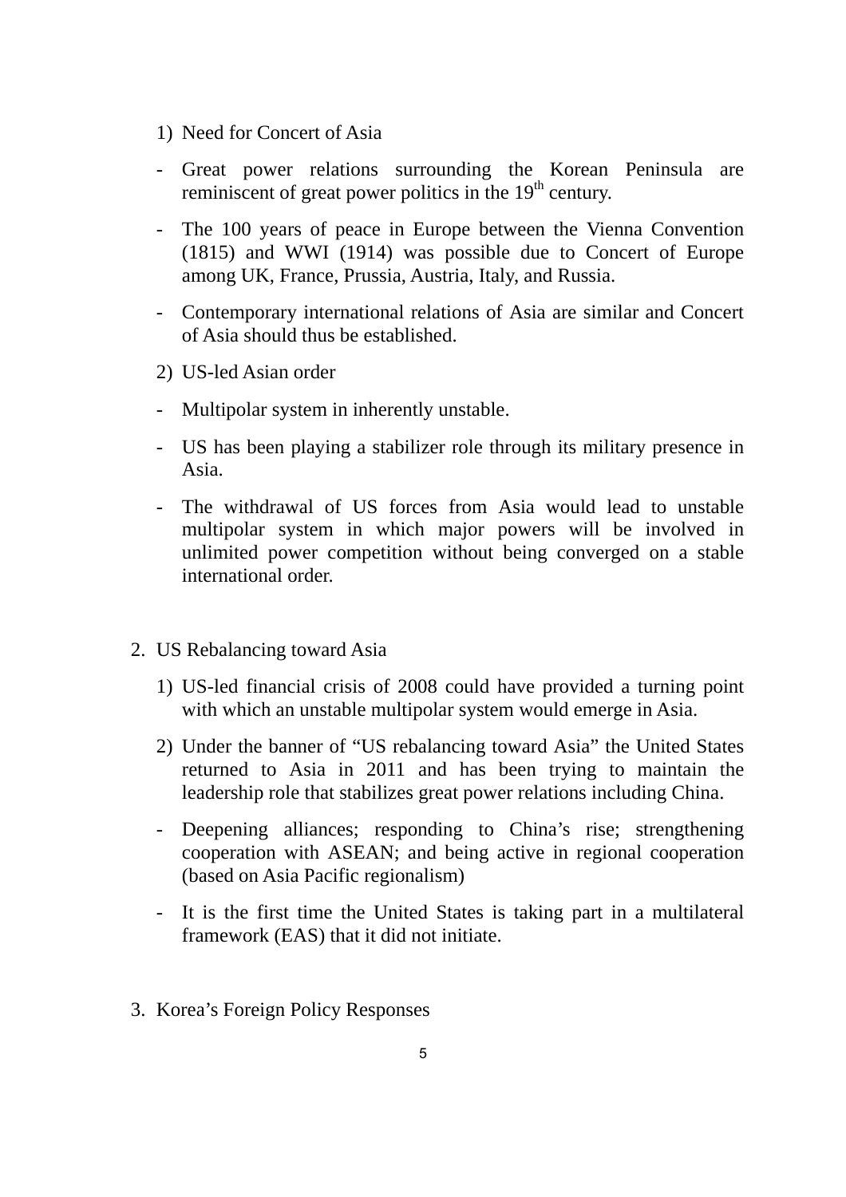1) Need for Concert of Asia

- Great power relations surrounding the Korean Peninsula are reminiscent of great power politics in the 19th century.

- The 100 years of peace in Europe between the Vienna Convention (1815) and WWI (1914) was possible due to Concert of Europe among UK, France, Prussia, Austria, Italy, and Russia.

- Contemporary international relations of Asia are similar and Concert of Asia should thus be established.

2) US-led Asian order

- Multipolar system in inherently unstable.

- US has been playing a stabilizer role through its military presence in Asia.

- The withdrawal of US forces from Asia would lead to unstable multipolar system in which major powers will be involved in unlimited power competition without being converged on a stable international order.

## 2. US Rebalancing toward Asia

1) US-led financial crisis of 2008 could have provided a turning point with which an unstable multipolar system would emerge in Asia.

2) Under the banner of "US rebalancing toward Asia" the United States returned to Asia in 2011 and has been trying to maintain the leadership role that stabilizes great power relations including China.

- Deepening alliances; responding to China's rise; strengthening cooperation with ASEAN; and being active in regional cooperation (based on Asia Pacific regionalism)

- It is the first time the United States is taking part in a multilateral framework (EAS) that it did not initiate.

## 3. Korea's Foreign Policy Responses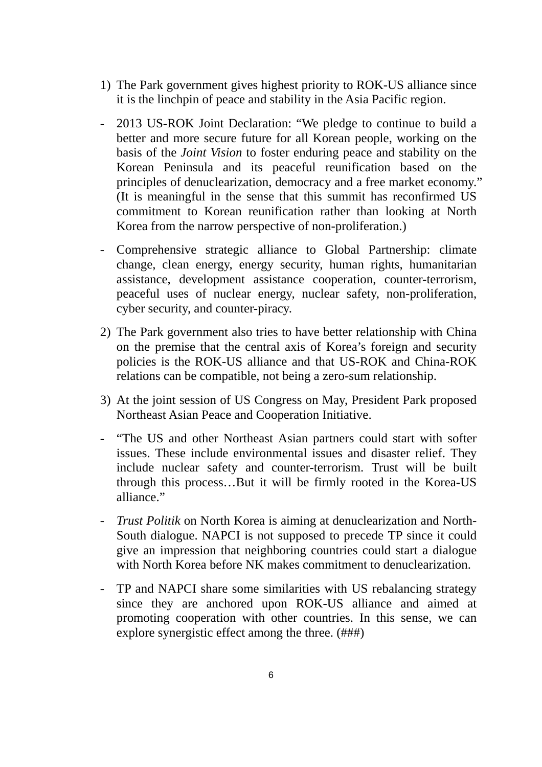1) The Park government gives highest priority to ROK-US alliance since it is the linchpin of peace and stability in the Asia Pacific region.

- 2013 US-ROK Joint Declaration: “We pledge to continue to build a better and more secure future for all Korean people, working on the basis of the *Joint Vision* to foster enduring peace and stability on the Korean Peninsula and its peaceful reunification based on the principles of denuclearization, democracy and a free market economy.” (It is meaningful in the sense that this summit has reconfirmed US commitment to Korean reunification rather than looking at North Korea from the narrow perspective of non-proliferation.)

- Comprehensive strategic alliance to Global Partnership: climate change, clean energy, energy security, human rights, humanitarian assistance, development assistance cooperation, counter-terrorism, peaceful uses of nuclear energy, nuclear safety, non-proliferation, cyber security, and counter-piracy.

2) The Park government also tries to have better relationship with China on the premise that the central axis of Korea’s foreign and security policies is the ROK-US alliance and that US-ROK and China-ROK relations can be compatible, not being a zero-sum relationship.

3) At the joint session of US Congress on May, President Park proposed Northeast Asian Peace and Cooperation Initiative.

- “The US and other Northeast Asian partners could start with softer issues. These include environmental issues and disaster relief. They include nuclear safety and counter-terrorism. Trust will be built through this process…But it will be firmly rooted in the Korea-US alliance.”

- *Trust Politik* on North Korea is aiming at denuclearization and North-South dialogue. NAPCI is not supposed to precede TP since it could give an impression that neighboring countries could start a dialogue with North Korea before NK makes commitment to denuclearization.

- TP and NAPCI share some similarities with US rebalancing strategy since they are anchored upon ROK-US alliance and aimed at promoting cooperation with other countries. In this sense, we can explore synergistic effect among the three. (###)